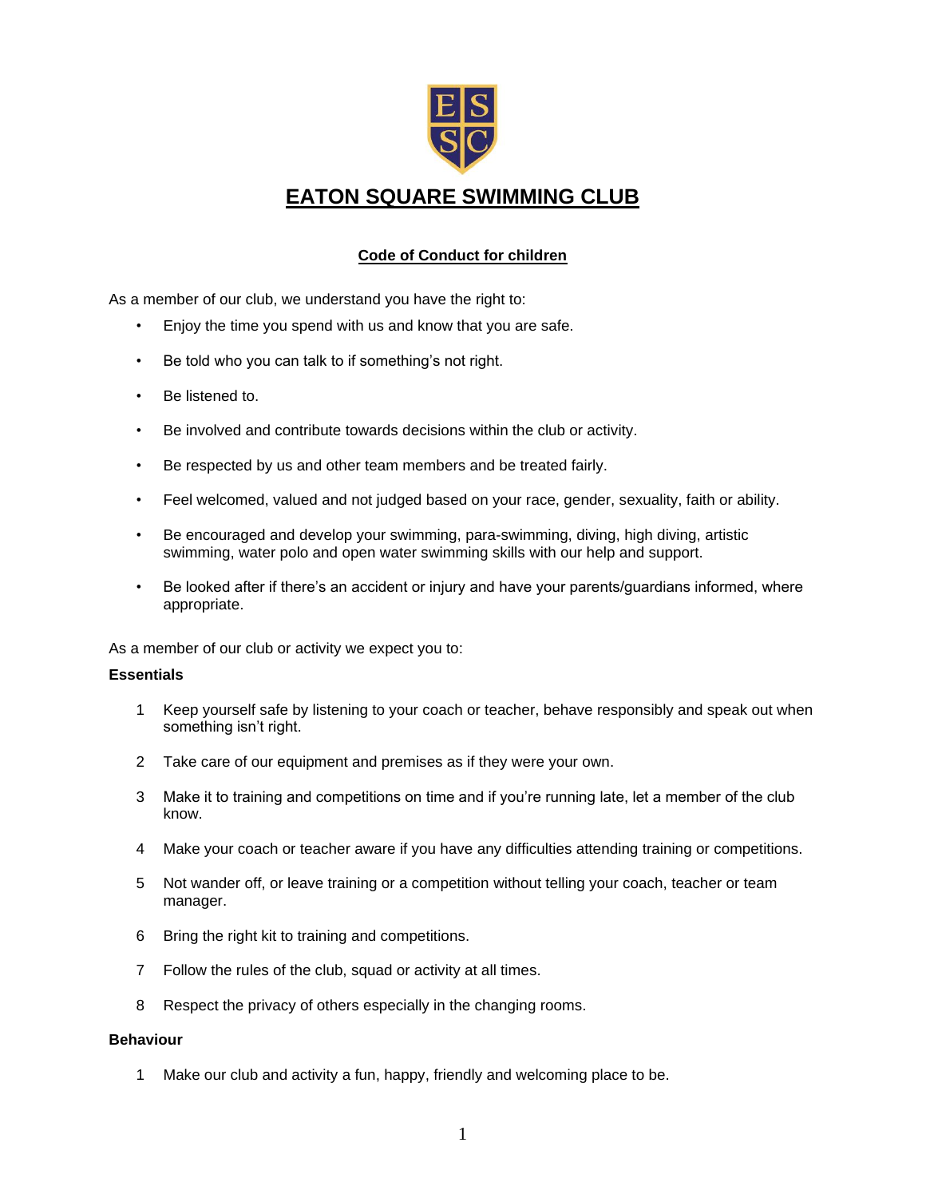# EATON SQUARE SWIMMING CLUB

## Code of Conduct for children

As a member of our club, we understand you have the right to:

- Enjoy the time you spend with us and know that you are safe.
- Be told who you can talk to if something's not right.
- Be listened to.
- Be involved and contribute towards decisions within the club or activity.
- Be respected by us and other team members and be treated fairly.
- Feel welcomed, valued and not judged based on your race, gender, sexuality, faith or ability.
- Be encouraged and develop your swimming, para-swimming, diving, high diving, artistic swimming, water polo and open water swimming skills with our help and support.
- Be looked after if there's an accident or injury and have your parents/guardians informed, where appropriate.

As a member of our club or activity we expect you to:

**Essentials**

1. Keep yourself safe by listening to your coach or teacher, behave responsibly and speak out when something isn't right.
2. Take care of our equipment and premises as if they were your own.
3. Make it to training and competitions on time and if you're running late, let a member of the club know.
4. Make your coach or teacher aware if you have any difficulties attending training or competitions.
5. Not wander off, or leave training or a competition without telling your coach, teacher or team manager.
6. Bring the right kit to training and competitions.
7. Follow the rules of the club, squad or activity at all times.
8. Respect the privacy of others especially in the changing rooms.

**Behaviour**

1. Make our club and activity a fun, happy, friendly and welcoming place to be.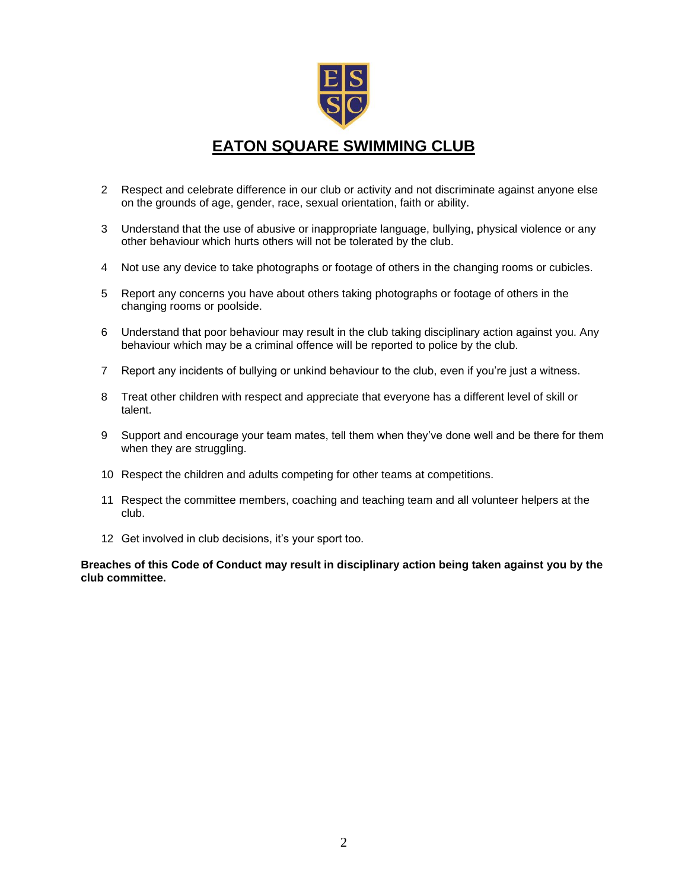# EATON SQUARE SWIMMING CLUB

2. Respect and celebrate difference in our club or activity and not discriminate against anyone else on the grounds of age, gender, race, sexual orientation, faith or ability.
3. Understand that the use of abusive or inappropriate language, bullying, physical violence or any other behaviour which hurts others will not be tolerated by the club.
4. Not use any device to take photographs or footage of others in the changing rooms or cubicles.
5. Report any concerns you have about others taking photographs or footage of others in the changing rooms or poolside.
6. Understand that poor behaviour may result in the club taking disciplinary action against you. Any behaviour which may be a criminal offence will be reported to police by the club.
7. Report any incidents of bullying or unkind behaviour to the club, even if you're just a witness.
8. Treat other children with respect and appreciate that everyone has a different level of skill or talent.
9. Support and encourage your team mates, tell them when they've done well and be there for them when they are struggling.
10. Respect the children and adults competing for other teams at competitions.
11. Respect the committee members, coaching and teaching team and all volunteer helpers at the club.
12. Get involved in club decisions, it's your sport too.

**Breaches of this Code of Conduct may result in disciplinary action being taken against you by the club committee.**